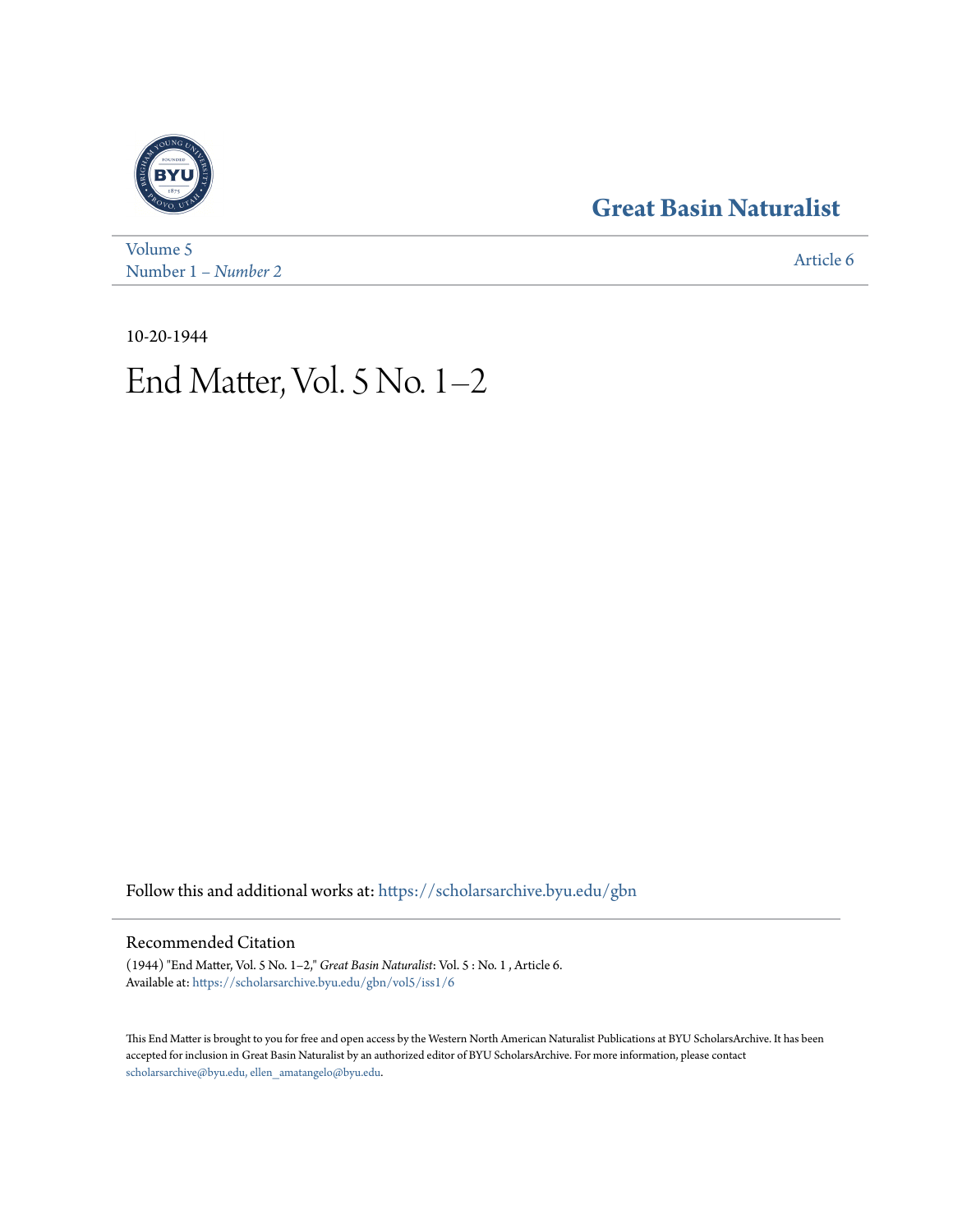Great Basin Naturalist

Volume 5
Number 1 – *Number 2*

Article 6

10-20-1944

# End Matter, Vol. 5 No. 1–2

Follow this and additional works at: https://scholarsarchive.byu.edu/gbn

## Recommended Citation

(1944) "End Matter, Vol. 5 No. 1–2," *Great Basin Naturalist*: Vol. 5 : No. 1 , Article 6.
Available at: https://scholarsarchive.byu.edu/gbn/vol5/iss1/6

This End Matter is brought to you for free and open access by the Western North American Naturalist Publications at BYU ScholarsArchive. It has been accepted for inclusion in Great Basin Naturalist by an authorized editor of BYU ScholarsArchive. For more information, please contact scholarsarchive@byu.edu, ellen_amatangelo@byu.edu.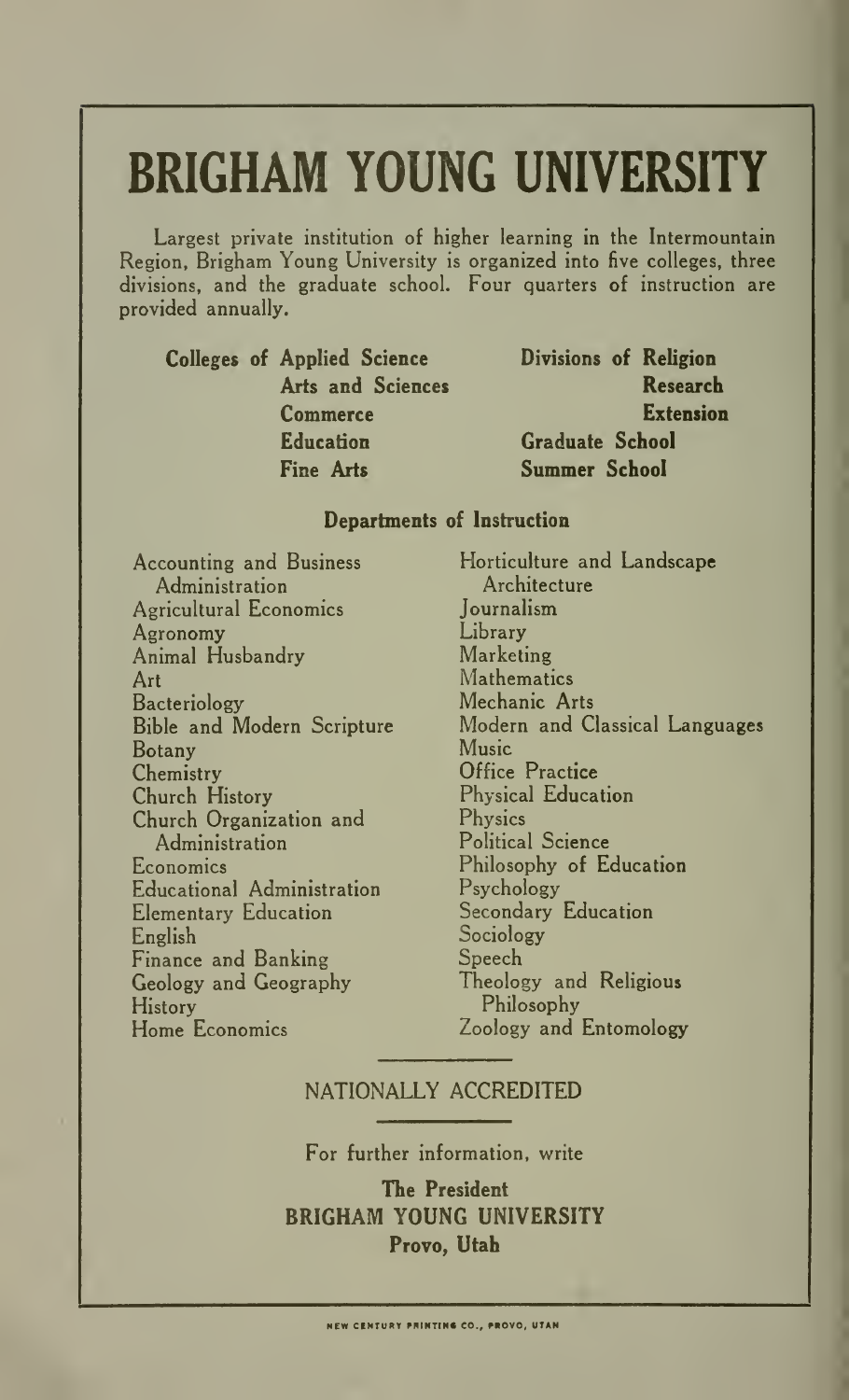# BRIGHAM YOUNG UNIVERSITY

Largest private institution of higher learning in the Intermountain Region, Brigham Young University is organized into five colleges, three divisions, and the graduate school. Four quarters of instruction are provided annually.

**Colleges of Applied Science**
**Arts and Sciences**
**Commerce**
**Education**
**Fine Arts**

**Divisions of Religion**
**Research**
**Extension**
**Graduate School**
**Summer School**

### Departments of Instruction

Accounting and Business Administration
Agricultural Economics
Agronomy
Animal Husbandry
Art
Bacteriology
Bible and Modern Scripture
Botany
Chemistry
Church History
Church Organization and Administration
Economics
Educational Administration
Elementary Education
English
Finance and Banking
Geology and Geography
History
Home Economics
Horticulture and Landscape Architecture
Journalism
Library
Marketing
Mathematics
Mechanic Arts
Modern and Classical Languages
Music
Office Practice
Physical Education
Physics
Political Science
Philosophy of Education
Psychology
Secondary Education
Sociology
Speech
Theology and Religious Philosophy
Zoology and Entomology

NATIONALLY ACCREDITED

For further information, write

**The President**
**BRIGHAM YOUNG UNIVERSITY**
**Provo, Utah**

NEW CENTURY PRINTING CO., PROVO, UTAH